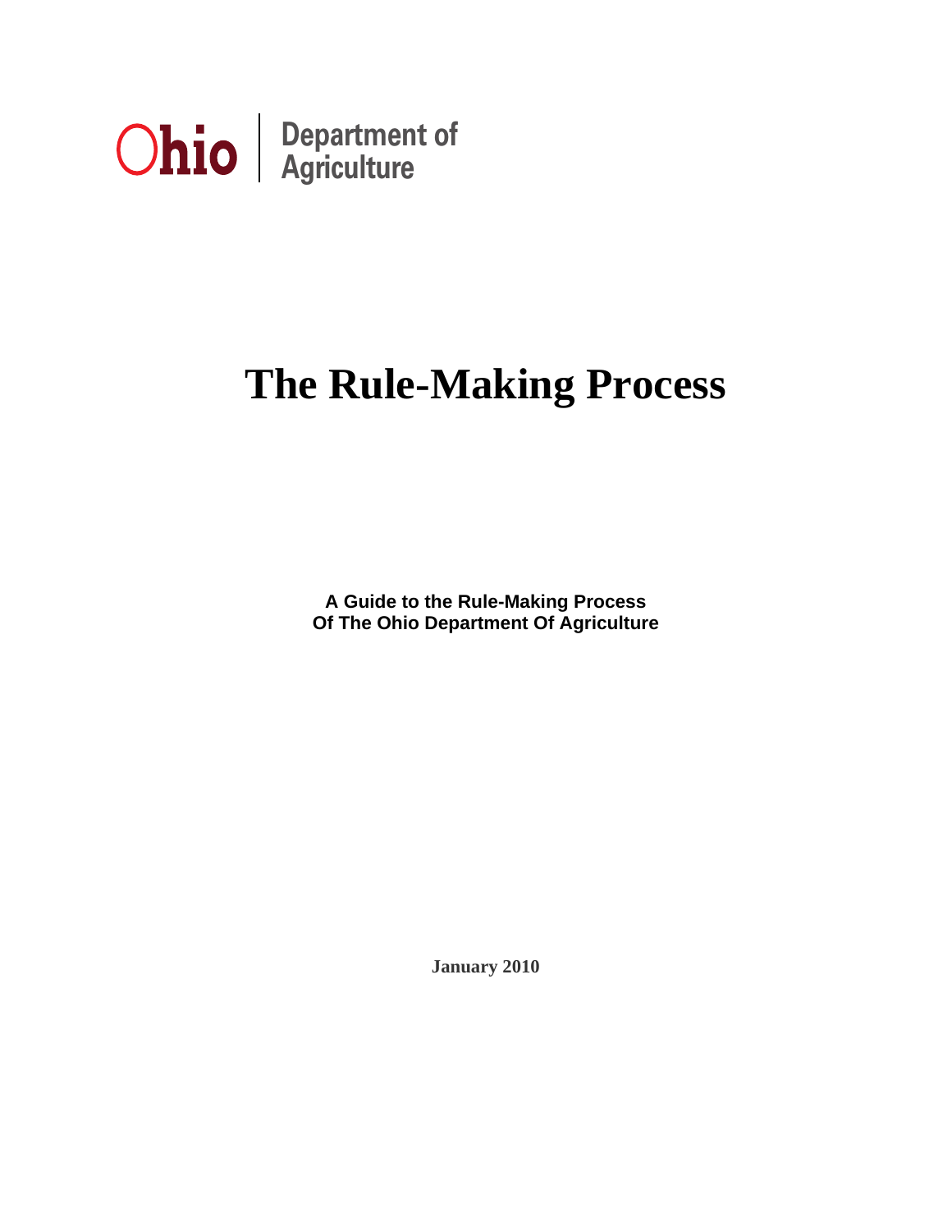Ohio | Department of Agriculture

# The Rule-Making Process

**A Guide to the Rule-Making Process**
**Of The Ohio Department Of Agriculture**

**January 2010**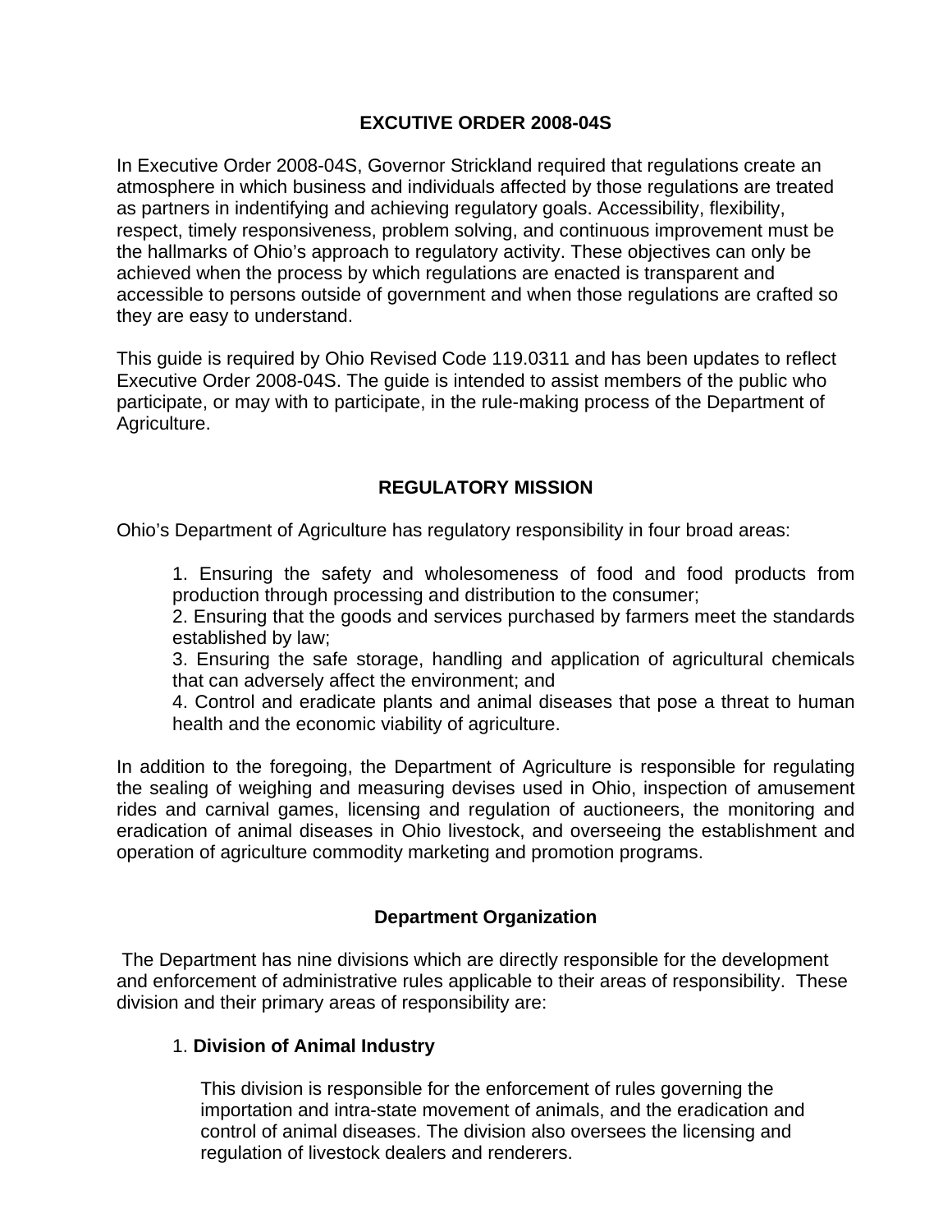## EXCUTIVE ORDER 2008-04S

In Executive Order 2008-04S, Governor Strickland required that regulations create an atmosphere in which business and individuals affected by those regulations are treated as partners in indentifying and achieving regulatory goals. Accessibility, flexibility, respect, timely responsiveness, problem solving, and continuous improvement must be the hallmarks of Ohio's approach to regulatory activity. These objectives can only be achieved when the process by which regulations are enacted is transparent and accessible to persons outside of government and when those regulations are crafted so they are easy to understand.

This guide is required by Ohio Revised Code 119.0311 and has been updates to reflect Executive Order 2008-04S. The guide is intended to assist members of the public who participate, or may with to participate, in the rule-making process of the Department of Agriculture.

## REGULATORY MISSION

Ohio's Department of Agriculture has regulatory responsibility in four broad areas:

1. Ensuring the safety and wholesomeness of food and food products from production through processing and distribution to the consumer;
2. Ensuring that the goods and services purchased by farmers meet the standards established by law;
3. Ensuring the safe storage, handling and application of agricultural chemicals that can adversely affect the environment; and
4. Control and eradicate plants and animal diseases that pose a threat to human health and the economic viability of agriculture.

In addition to the foregoing, the Department of Agriculture is responsible for regulating the sealing of weighing and measuring devises used in Ohio, inspection of amusement rides and carnival games, licensing and regulation of auctioneers, the monitoring and eradication of animal diseases in Ohio livestock, and overseeing the establishment and operation of agriculture commodity marketing and promotion programs.

## Department Organization

The Department has nine divisions which are directly responsible for the development and enforcement of administrative rules applicable to their areas of responsibility. These division and their primary areas of responsibility are:

1. **Division of Animal Industry**

   This division is responsible for the enforcement of rules governing the importation and intra-state movement of animals, and the eradication and control of animal diseases. The division also oversees the licensing and regulation of livestock dealers and renderers.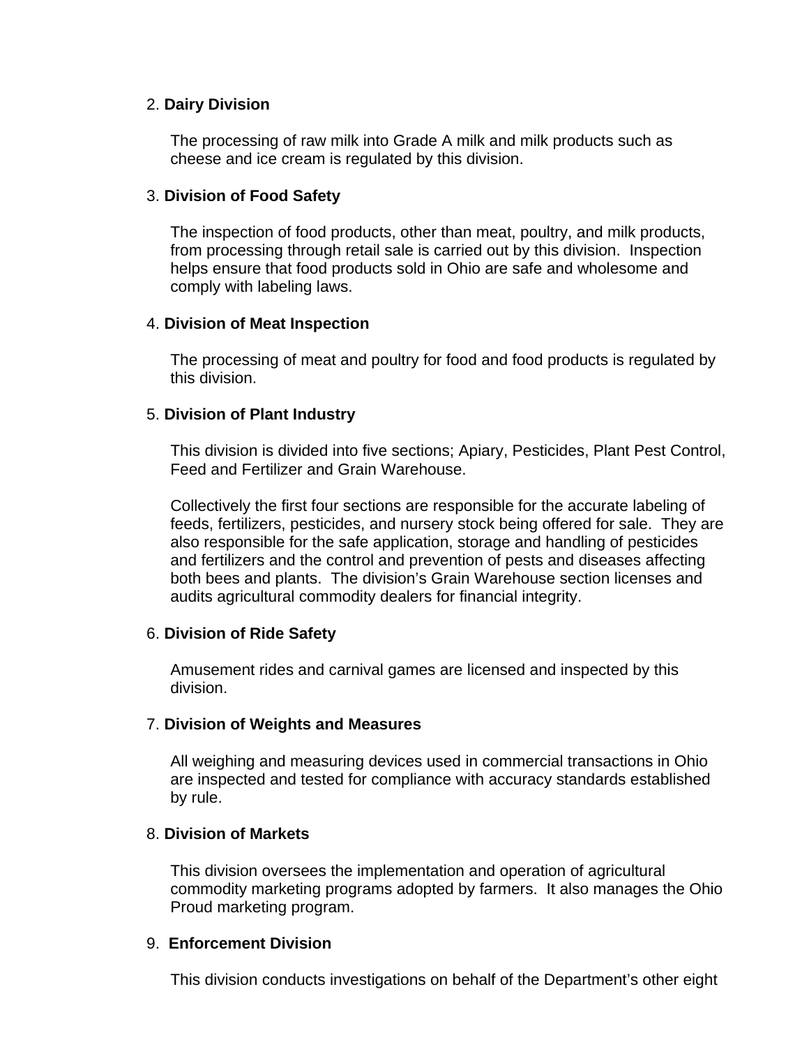2. **Dairy Division**

   The processing of raw milk into Grade A milk and milk products such as cheese and ice cream is regulated by this division.

3. **Division of Food Safety**

   The inspection of food products, other than meat, poultry, and milk products, from processing through retail sale is carried out by this division. Inspection helps ensure that food products sold in Ohio are safe and wholesome and comply with labeling laws.

4. **Division of Meat Inspection**

   The processing of meat and poultry for food and food products is regulated by this division.

5. **Division of Plant Industry**

   This division is divided into five sections; Apiary, Pesticides, Plant Pest Control, Feed and Fertilizer and Grain Warehouse.

   Collectively the first four sections are responsible for the accurate labeling of feeds, fertilizers, pesticides, and nursery stock being offered for sale. They are also responsible for the safe application, storage and handling of pesticides and fertilizers and the control and prevention of pests and diseases affecting both bees and plants. The division's Grain Warehouse section licenses and audits agricultural commodity dealers for financial integrity.

6. **Division of Ride Safety**

   Amusement rides and carnival games are licensed and inspected by this division.

7. **Division of Weights and Measures**

   All weighing and measuring devices used in commercial transactions in Ohio are inspected and tested for compliance with accuracy standards established by rule.

8. **Division of Markets**

   This division oversees the implementation and operation of agricultural commodity marketing programs adopted by farmers. It also manages the Ohio Proud marketing program.

9. **Enforcement Division**

   This division conducts investigations on behalf of the Department's other eight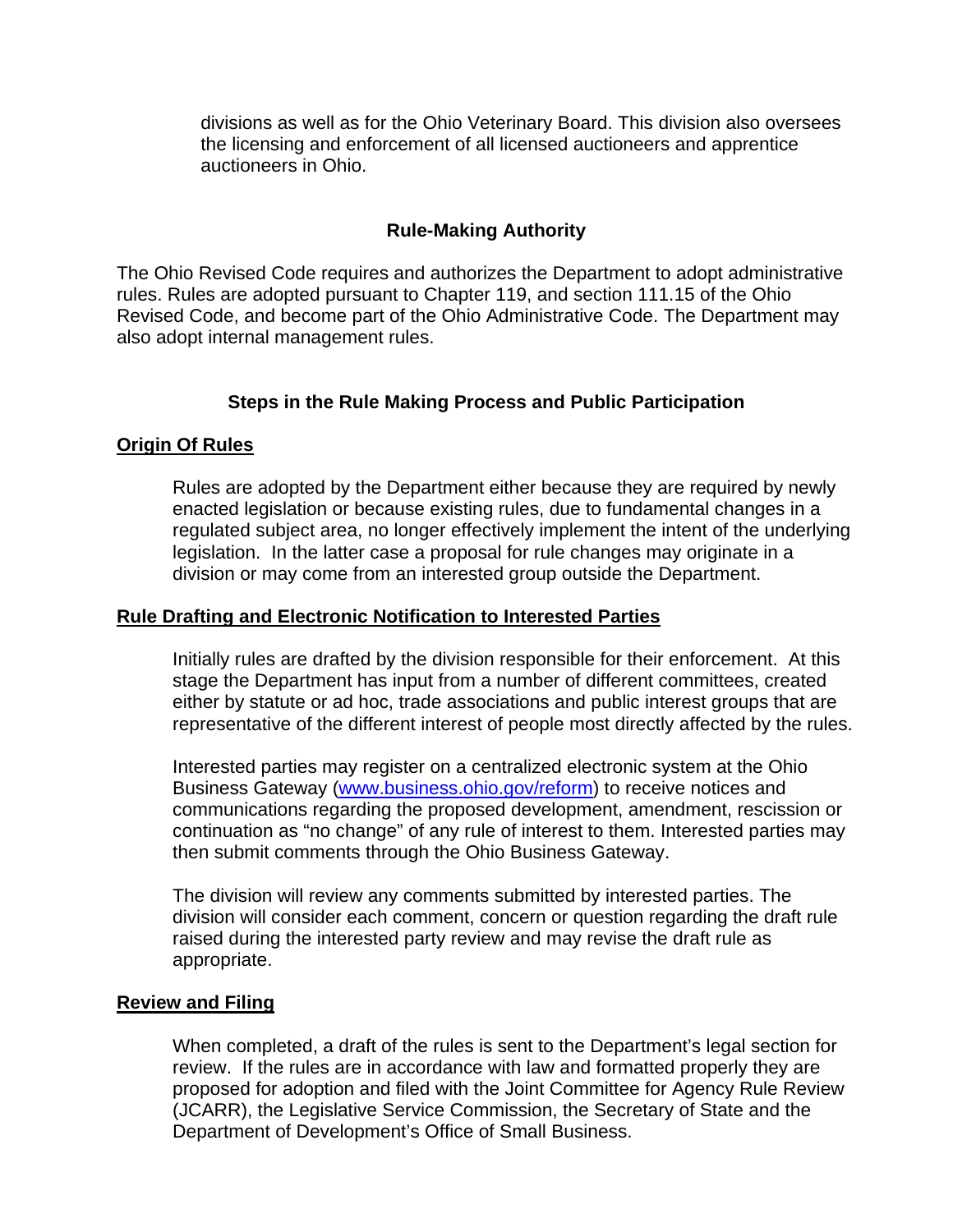divisions as well as for the Ohio Veterinary Board. This division also oversees the licensing and enforcement of all licensed auctioneers and apprentice auctioneers in Ohio.

## Rule-Making Authority

The Ohio Revised Code requires and authorizes the Department to adopt administrative rules. Rules are adopted pursuant to Chapter 119, and section 111.15 of the Ohio Revised Code, and become part of the Ohio Administrative Code. The Department may also adopt internal management rules.

## Steps in the Rule Making Process and Public Participation

### Origin Of Rules

Rules are adopted by the Department either because they are required by newly enacted legislation or because existing rules, due to fundamental changes in a regulated subject area, no longer effectively implement the intent of the underlying legislation. In the latter case a proposal for rule changes may originate in a division or may come from an interested group outside the Department.

### Rule Drafting and Electronic Notification to Interested Parties

Initially rules are drafted by the division responsible for their enforcement. At this stage the Department has input from a number of different committees, created either by statute or ad hoc, trade associations and public interest groups that are representative of the different interest of people most directly affected by the rules.

Interested parties may register on a centralized electronic system at the Ohio Business Gateway (www.business.ohio.gov/reform) to receive notices and communications regarding the proposed development, amendment, rescission or continuation as "no change" of any rule of interest to them. Interested parties may then submit comments through the Ohio Business Gateway.

The division will review any comments submitted by interested parties. The division will consider each comment, concern or question regarding the draft rule raised during the interested party review and may revise the draft rule as appropriate.

### Review and Filing

When completed, a draft of the rules is sent to the Department's legal section for review. If the rules are in accordance with law and formatted properly they are proposed for adoption and filed with the Joint Committee for Agency Rule Review (JCARR), the Legislative Service Commission, the Secretary of State and the Department of Development's Office of Small Business.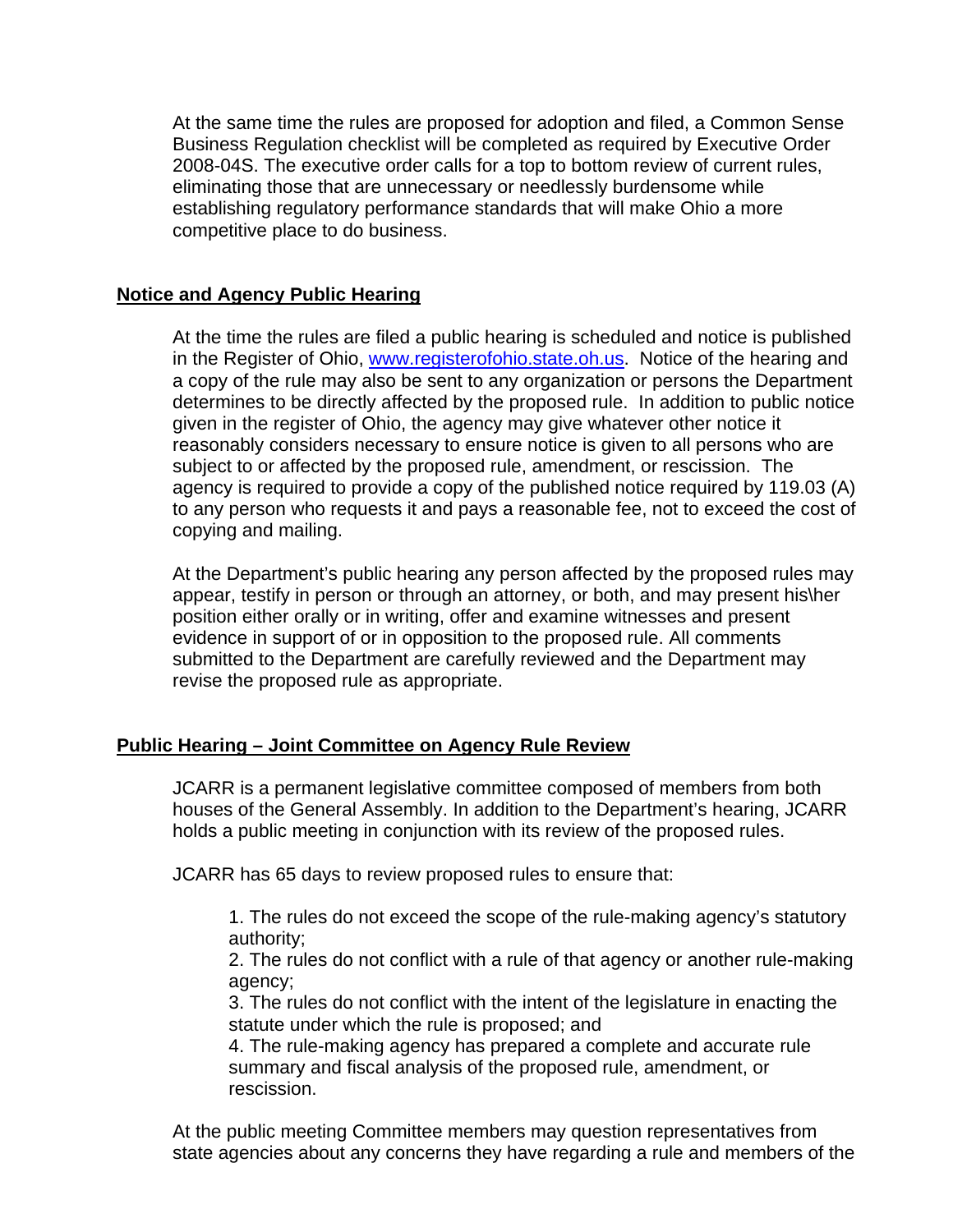At the same time the rules are proposed for adoption and filed, a Common Sense Business Regulation checklist will be completed as required by Executive Order 2008-04S. The executive order calls for a top to bottom review of current rules, eliminating those that are unnecessary or needlessly burdensome while establishing regulatory performance standards that will make Ohio a more competitive place to do business.

## Notice and Agency Public Hearing

At the time the rules are filed a public hearing is scheduled and notice is published in the Register of Ohio, [www.registerofohio.state.oh.us](http://www.registerofohio.state.oh.us). Notice of the hearing and a copy of the rule may also be sent to any organization or persons the Department determines to be directly affected by the proposed rule. In addition to public notice given in the register of Ohio, the agency may give whatever other notice it reasonably considers necessary to ensure notice is given to all persons who are subject to or affected by the proposed rule, amendment, or rescission. The agency is required to provide a copy of the published notice required by 119.03 (A) to any person who requests it and pays a reasonable fee, not to exceed the cost of copying and mailing.

At the Department's public hearing any person affected by the proposed rules may appear, testify in person or through an attorney, or both, and may present his\her position either orally or in writing, offer and examine witnesses and present evidence in support of or in opposition to the proposed rule. All comments submitted to the Department are carefully reviewed and the Department may revise the proposed rule as appropriate.

## Public Hearing – Joint Committee on Agency Rule Review

JCARR is a permanent legislative committee composed of members from both houses of the General Assembly. In addition to the Department's hearing, JCARR holds a public meeting in conjunction with its review of the proposed rules.

JCARR has 65 days to review proposed rules to ensure that:

1. The rules do not exceed the scope of the rule-making agency's statutory authority;
2. The rules do not conflict with a rule of that agency or another rule-making agency;
3. The rules do not conflict with the intent of the legislature in enacting the statute under which the rule is proposed; and
4. The rule-making agency has prepared a complete and accurate rule summary and fiscal analysis of the proposed rule, amendment, or rescission.

At the public meeting Committee members may question representatives from state agencies about any concerns they have regarding a rule and members of the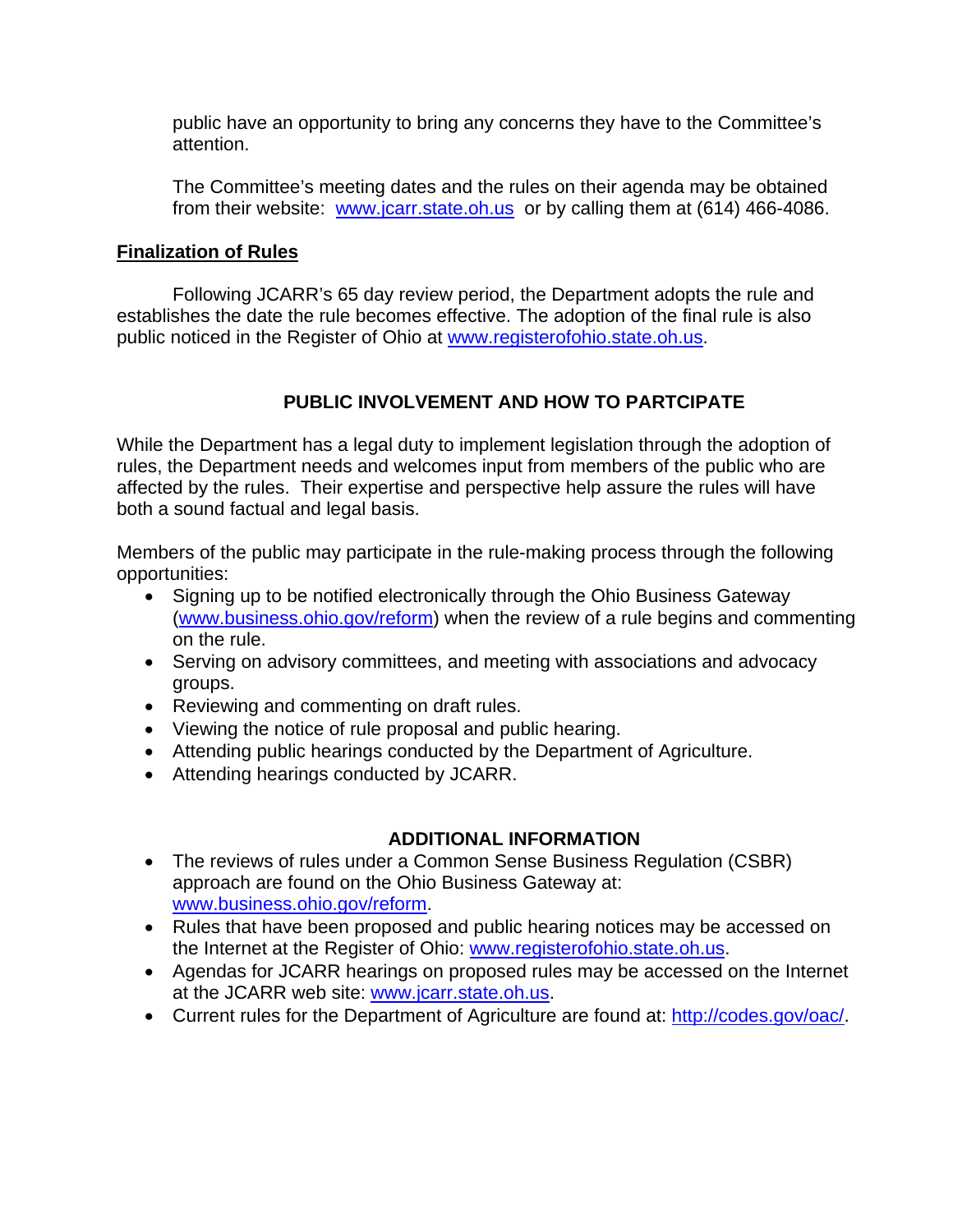public have an opportunity to bring any concerns they have to the Committee's attention.

The Committee's meeting dates and the rules on their agenda may be obtained from their website: www.jcarr.state.oh.us or by calling them at (614) 466-4086.

**Finalization of Rules**

Following JCARR's 65 day review period, the Department adopts the rule and establishes the date the rule becomes effective. The adoption of the final rule is also public noticed in the Register of Ohio at www.registerofohio.state.oh.us.

## PUBLIC INVOLVEMENT AND HOW TO PARTCIPATE

While the Department has a legal duty to implement legislation through the adoption of rules, the Department needs and welcomes input from members of the public who are affected by the rules. Their expertise and perspective help assure the rules will have both a sound factual and legal basis.

Members of the public may participate in the rule-making process through the following opportunities:

- Signing up to be notified electronically through the Ohio Business Gateway (www.business.ohio.gov/reform) when the review of a rule begins and commenting on the rule.
- Serving on advisory committees, and meeting with associations and advocacy groups.
- Reviewing and commenting on draft rules.
- Viewing the notice of rule proposal and public hearing.
- Attending public hearings conducted by the Department of Agriculture.
- Attending hearings conducted by JCARR.

## ADDITIONAL INFORMATION

- The reviews of rules under a Common Sense Business Regulation (CSBR) approach are found on the Ohio Business Gateway at: www.business.ohio.gov/reform.
- Rules that have been proposed and public hearing notices may be accessed on the Internet at the Register of Ohio: www.registerofohio.state.oh.us.
- Agendas for JCARR hearings on proposed rules may be accessed on the Internet at the JCARR web site: www.jcarr.state.oh.us.
- Current rules for the Department of Agriculture are found at: http://codes.gov/oac/.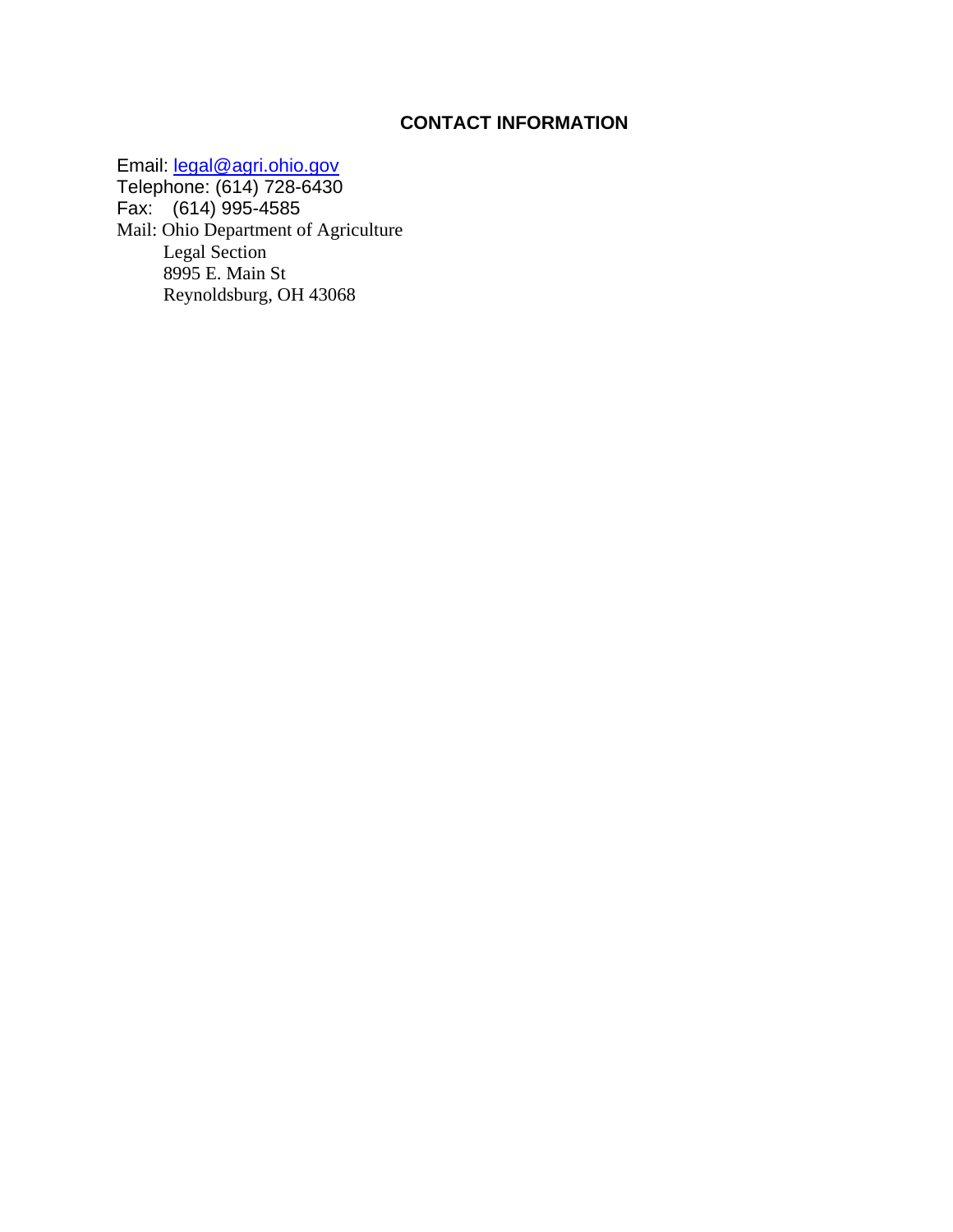## CONTACT INFORMATION

Email: legal@agri.ohio.gov
Telephone: (614) 728-6430
Fax: (614) 995-4585
Mail: Ohio Department of Agriculture
Legal Section
8995 E. Main St
Reynoldsburg, OH 43068